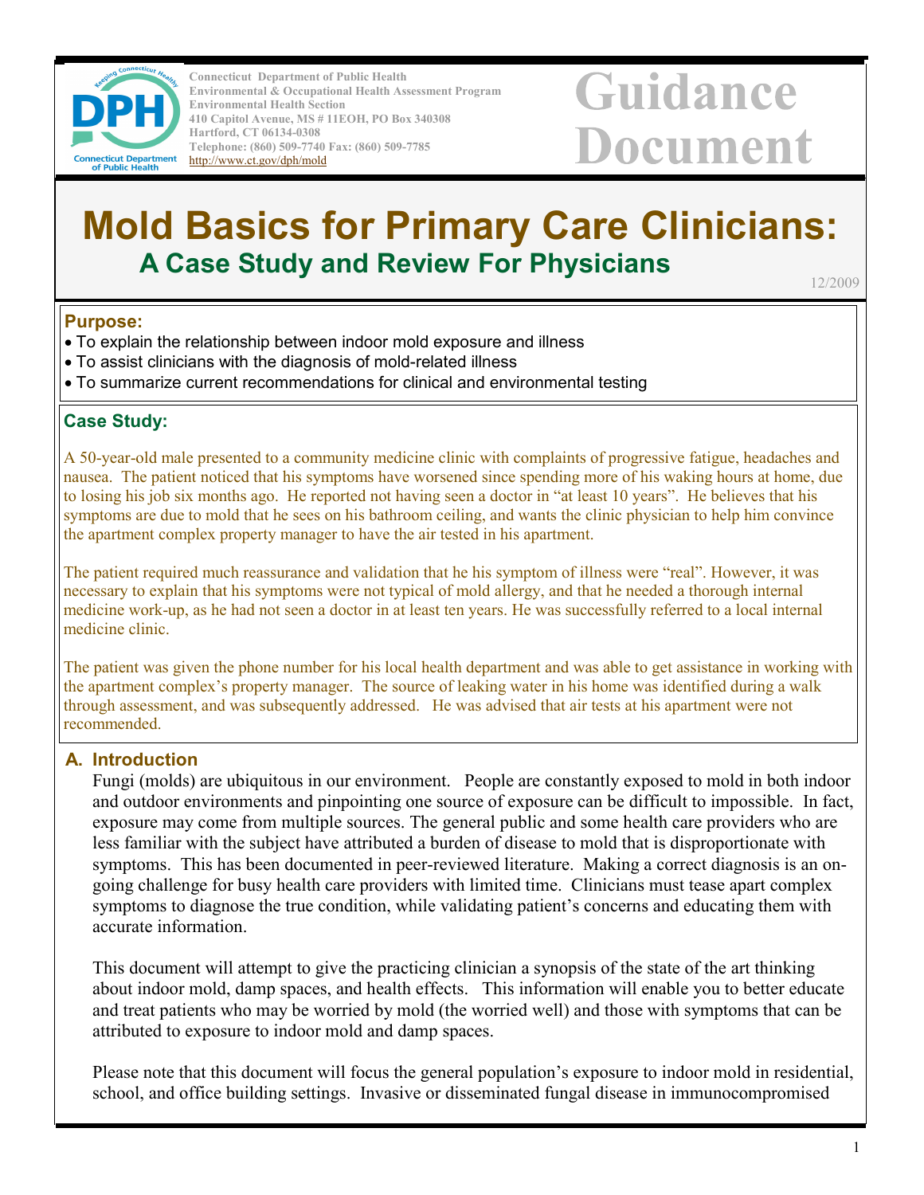Connecticut Department of Public Health
Environmental & Occupational Health Assessment Program
Environmental Health Section
410 Capitol Avenue, MS # 11EOH, PO Box 340308
Hartford, CT 06134-0308
Telephone: (860) 509-7740 Fax: (860) 509-7785
http://www.ct.gov/dph/mold

**Guidance Document**

# Mold Basics for Primary Care Clinicians:

## A Case Study and Review For Physicians

12/2009

### Purpose:

- To explain the relationship between indoor mold exposure and illness
- To assist clinicians with the diagnosis of mold-related illness
- To summarize current recommendations for clinical and environmental testing

### Case Study:

A 50-year-old male presented to a community medicine clinic with complaints of progressive fatigue, headaches and nausea. The patient noticed that his symptoms have worsened since spending more of his waking hours at home, due to losing his job six months ago. He reported not having seen a doctor in "at least 10 years". He believes that his symptoms are due to mold that he sees on his bathroom ceiling, and wants the clinic physician to help him convince the apartment complex property manager to have the air tested in his apartment.

The patient required much reassurance and validation that he his symptom of illness were "real". However, it was necessary to explain that his symptoms were not typical of mold allergy, and that he needed a thorough internal medicine work-up, as he had not seen a doctor in at least ten years. He was successfully referred to a local internal medicine clinic.

The patient was given the phone number for his local health department and was able to get assistance in working with the apartment complex's property manager. The source of leaking water in his home was identified during a walk through assessment, and was subsequently addressed. He was advised that air tests at his apartment were not recommended.

## A. Introduction

Fungi (molds) are ubiquitous in our environment. People are constantly exposed to mold in both indoor and outdoor environments and pinpointing one source of exposure can be difficult to impossible. In fact, exposure may come from multiple sources. The general public and some health care providers who are less familiar with the subject have attributed a burden of disease to mold that is disproportionate with symptoms. This has been documented in peer-reviewed literature. Making a correct diagnosis is an on-going challenge for busy health care providers with limited time. Clinicians must tease apart complex symptoms to diagnose the true condition, while validating patient's concerns and educating them with accurate information.

This document will attempt to give the practicing clinician a synopsis of the state of the art thinking about indoor mold, damp spaces, and health effects. This information will enable you to better educate and treat patients who may be worried by mold (the worried well) and those with symptoms that can be attributed to exposure to indoor mold and damp spaces.

Please note that this document will focus the general population's exposure to indoor mold in residential, school, and office building settings. Invasive or disseminated fungal disease in immunocompromised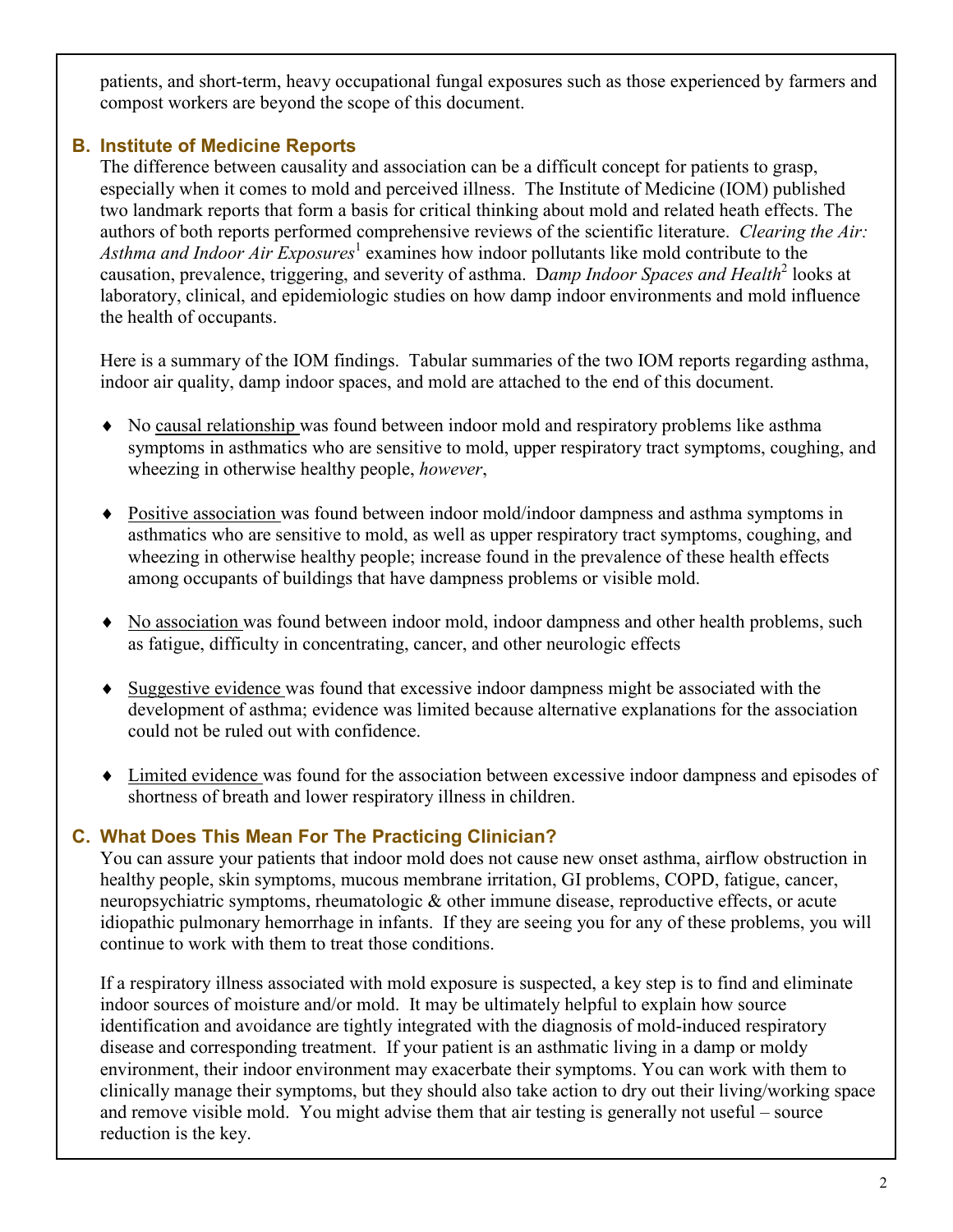patients, and short-term, heavy occupational fungal exposures such as those experienced by farmers and compost workers are beyond the scope of this document.

## B. Institute of Medicine Reports

The difference between causality and association can be a difficult concept for patients to grasp, especially when it comes to mold and perceived illness. The Institute of Medicine (IOM) published two landmark reports that form a basis for critical thinking about mold and related heath effects. The authors of both reports performed comprehensive reviews of the scientific literature. *Clearing the Air: Asthma and Indoor Air Exposures*[1] examines how indoor pollutants like mold contribute to the causation, prevalence, triggering, and severity of asthma. D*amp Indoor Spaces and Health*[2] looks at laboratory, clinical, and epidemiologic studies on how damp indoor environments and mold influence the health of occupants.

Here is a summary of the IOM findings. Tabular summaries of the two IOM reports regarding asthma, indoor air quality, damp indoor spaces, and mold are attached to the end of this document.

- No <u>causal relationship</u> was found between indoor mold and respiratory problems like asthma symptoms in asthmatics who are sensitive to mold, upper respiratory tract symptoms, coughing, and wheezing in otherwise healthy people, *however*,
- <u>Positive association</u> was found between indoor mold/indoor dampness and asthma symptoms in asthmatics who are sensitive to mold, as well as upper respiratory tract symptoms, coughing, and wheezing in otherwise healthy people; increase found in the prevalence of these health effects among occupants of buildings that have dampness problems or visible mold.
- <u>No association</u> was found between indoor mold, indoor dampness and other health problems, such as fatigue, difficulty in concentrating, cancer, and other neurologic effects
- <u>Suggestive evidence</u> was found that excessive indoor dampness might be associated with the development of asthma; evidence was limited because alternative explanations for the association could not be ruled out with confidence.
- <u>Limited evidence</u> was found for the association between excessive indoor dampness and episodes of shortness of breath and lower respiratory illness in children.

## C. What Does This Mean For The Practicing Clinician?

You can assure your patients that indoor mold does not cause new onset asthma, airflow obstruction in healthy people, skin symptoms, mucous membrane irritation, GI problems, COPD, fatigue, cancer, neuropsychiatric symptoms, rheumatologic & other immune disease, reproductive effects, or acute idiopathic pulmonary hemorrhage in infants. If they are seeing you for any of these problems, you will continue to work with them to treat those conditions.

If a respiratory illness associated with mold exposure is suspected, a key step is to find and eliminate indoor sources of moisture and/or mold. It may be ultimately helpful to explain how source identification and avoidance are tightly integrated with the diagnosis of mold-induced respiratory disease and corresponding treatment. If your patient is an asthmatic living in a damp or moldy environment, their indoor environment may exacerbate their symptoms. You can work with them to clinically manage their symptoms, but they should also take action to dry out their living/working space and remove visible mold. You might advise them that air testing is generally not useful – source reduction is the key.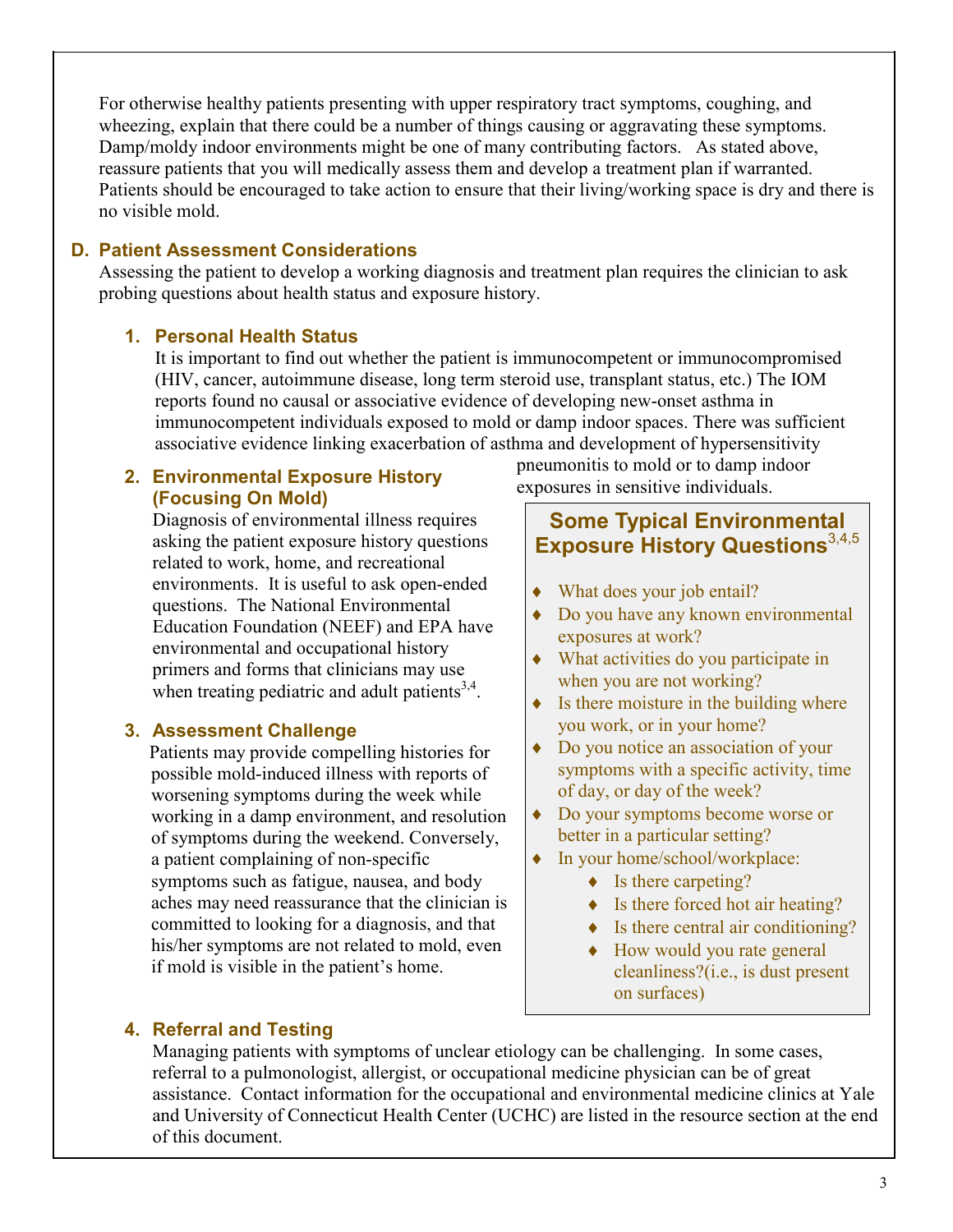For otherwise healthy patients presenting with upper respiratory tract symptoms, coughing, and wheezing, explain that there could be a number of things causing or aggravating these symptoms. Damp/moldy indoor environments might be one of many contributing factors. As stated above, reassure patients that you will medically assess them and develop a treatment plan if warranted. Patients should be encouraged to take action to ensure that their living/working space is dry and there is no visible mold.

## D. Patient Assessment Considerations

Assessing the patient to develop a working diagnosis and treatment plan requires the clinician to ask probing questions about health status and exposure history.

### 1. Personal Health Status

It is important to find out whether the patient is immunocompetent or immunocompromised (HIV, cancer, autoimmune disease, long term steroid use, transplant status, etc.) The IOM reports found no causal or associative evidence of developing new-onset asthma in immunocompetent individuals exposed to mold or damp indoor spaces. There was sufficient associative evidence linking exacerbation of asthma and development of hypersensitivity pneumonitis to mold or to damp indoor exposures in sensitive individuals.

### 2. Environmental Exposure History (Focusing On Mold)

Diagnosis of environmental illness requires asking the patient exposure history questions related to work, home, and recreational environments. It is useful to ask open-ended questions. The National Environmental Education Foundation (NEEF) and EPA have environmental and occupational history primers and forms that clinicians may use when treating pediatric and adult patients[3,4].

### Some Typical Environmental Exposure History Questions[3,4,5]

- What does your job entail?
- Do you have any known environmental exposures at work?
- What activities do you participate in when you are not working?
- Is there moisture in the building where you work, or in your home?
- Do you notice an association of your symptoms with a specific activity, time of day, or day of the week?
- Do your symptoms become worse or better in a particular setting?
- In your home/school/workplace:
  - Is there carpeting?
  - Is there forced hot air heating?
  - Is there central air conditioning?
  - How would you rate general cleanliness?(i.e., is dust present on surfaces)

### 3. Assessment Challenge

Patients may provide compelling histories for possible mold-induced illness with reports of worsening symptoms during the week while working in a damp environment, and resolution of symptoms during the weekend. Conversely, a patient complaining of non-specific symptoms such as fatigue, nausea, and body aches may need reassurance that the clinician is committed to looking for a diagnosis, and that his/her symptoms are not related to mold, even if mold is visible in the patient's home.

### 4. Referral and Testing

Managing patients with symptoms of unclear etiology can be challenging. In some cases, referral to a pulmonologist, allergist, or occupational medicine physician can be of great assistance. Contact information for the occupational and environmental medicine clinics at Yale and University of Connecticut Health Center (UCHC) are listed in the resource section at the end of this document.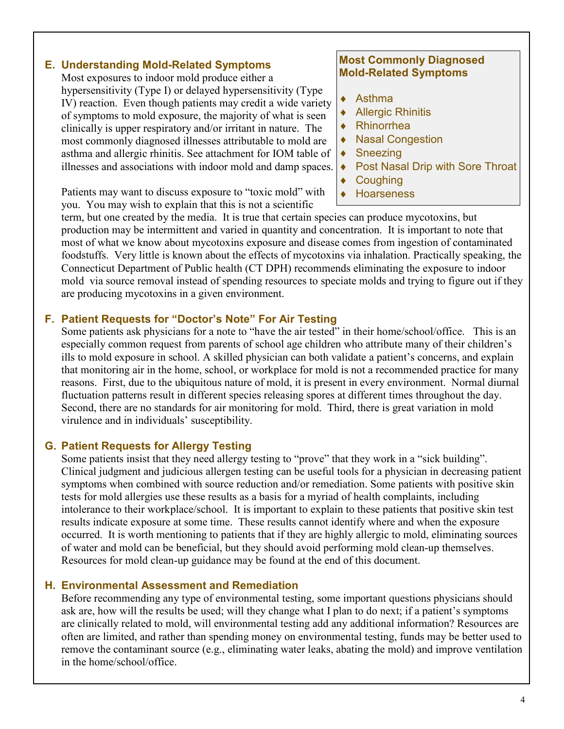### E. Understanding Mold-Related Symptoms

Most exposures to indoor mold produce either a hypersensitivity (Type I) or delayed hypersensitivity (Type IV) reaction. Even though patients may credit a wide variety of symptoms to mold exposure, the majority of what is seen clinically is upper respiratory and/or irritant in nature. The most commonly diagnosed illnesses attributable to mold are asthma and allergic rhinitis. See attachment for IOM table of illnesses and associations with indoor mold and damp spaces.

**Most Commonly Diagnosed Mold-Related Symptoms**

- Asthma
- Allergic Rhinitis
- Rhinorrhea
- Nasal Congestion
- Sneezing
- Post Nasal Drip with Sore Throat
- Coughing
- Hoarseness

Patients may want to discuss exposure to "toxic mold" with you. You may wish to explain that this is not a scientific term, but one created by the media. It is true that certain species can produce mycotoxins, but production may be intermittent and varied in quantity and concentration. It is important to note that most of what we know about mycotoxins exposure and disease comes from ingestion of contaminated foodstuffs. Very little is known about the effects of mycotoxins via inhalation. Practically speaking, the Connecticut Department of Public health (CT DPH) recommends eliminating the exposure to indoor mold via source removal instead of spending resources to speciate molds and trying to figure out if they are producing mycotoxins in a given environment.

### F. Patient Requests for "Doctor's Note" For Air Testing

Some patients ask physicians for a note to "have the air tested" in their home/school/office. This is an especially common request from parents of school age children who attribute many of their children's ills to mold exposure in school. A skilled physician can both validate a patient's concerns, and explain that monitoring air in the home, school, or workplace for mold is not a recommended practice for many reasons. First, due to the ubiquitous nature of mold, it is present in every environment. Normal diurnal fluctuation patterns result in different species releasing spores at different times throughout the day. Second, there are no standards for air monitoring for mold. Third, there is great variation in mold virulence and in individuals' susceptibility.

### G. Patient Requests for Allergy Testing

Some patients insist that they need allergy testing to "prove" that they work in a "sick building". Clinical judgment and judicious allergen testing can be useful tools for a physician in decreasing patient symptoms when combined with source reduction and/or remediation. Some patients with positive skin tests for mold allergies use these results as a basis for a myriad of health complaints, including intolerance to their workplace/school. It is important to explain to these patients that positive skin test results indicate exposure at some time. These results cannot identify where and when the exposure occurred. It is worth mentioning to patients that if they are highly allergic to mold, eliminating sources of water and mold can be beneficial, but they should avoid performing mold clean-up themselves. Resources for mold clean-up guidance may be found at the end of this document.

### H. Environmental Assessment and Remediation

Before recommending any type of environmental testing, some important questions physicians should ask are, how will the results be used; will they change what I plan to do next; if a patient's symptoms are clinically related to mold, will environmental testing add any additional information? Resources are often are limited, and rather than spending money on environmental testing, funds may be better used to remove the contaminant source (e.g., eliminating water leaks, abating the mold) and improve ventilation in the home/school/office.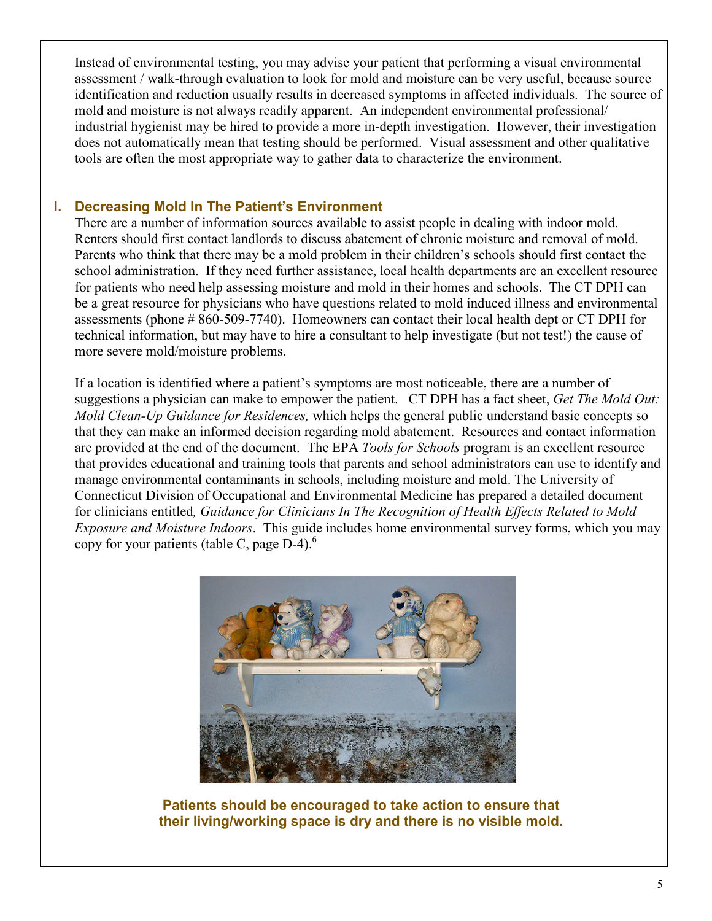Instead of environmental testing, you may advise your patient that performing a visual environmental assessment / walk-through evaluation to look for mold and moisture can be very useful, because source identification and reduction usually results in decreased symptoms in affected individuals. The source of mold and moisture is not always readily apparent. An independent environmental professional/ industrial hygienist may be hired to provide a more in-depth investigation. However, their investigation does not automatically mean that testing should be performed. Visual assessment and other qualitative tools are often the most appropriate way to gather data to characterize the environment.

## I. Decreasing Mold In The Patient's Environment

There are a number of information sources available to assist people in dealing with indoor mold. Renters should first contact landlords to discuss abatement of chronic moisture and removal of mold. Parents who think that there may be a mold problem in their children's schools should first contact the school administration. If they need further assistance, local health departments are an excellent resource for patients who need help assessing moisture and mold in their homes and schools. The CT DPH can be a great resource for physicians who have questions related to mold induced illness and environmental assessments (phone # 860-509-7740). Homeowners can contact their local health dept or CT DPH for technical information, but may have to hire a consultant to help investigate (but not test!) the cause of more severe mold/moisture problems.

If a location is identified where a patient's symptoms are most noticeable, there are a number of suggestions a physician can make to empower the patient. CT DPH has a fact sheet, *Get The Mold Out: Mold Clean-Up Guidance for Residences,* which helps the general public understand basic concepts so that they can make an informed decision regarding mold abatement. Resources and contact information are provided at the end of the document. The EPA *Tools for Schools* program is an excellent resource that provides educational and training tools that parents and school administrators can use to identify and manage environmental contaminants in schools, including moisture and mold. The University of Connecticut Division of Occupational and Environmental Medicine has prepared a detailed document for clinicians entitled*, Guidance for Clinicians In The Recognition of Health Effects Related to Mold Exposure and Moisture Indoors*. This guide includes home environmental survey forms, which you may copy for your patients (table C, page D-4).[6]

**Patients should be encouraged to take action to ensure that their living/working space is dry and there is no visible mold.**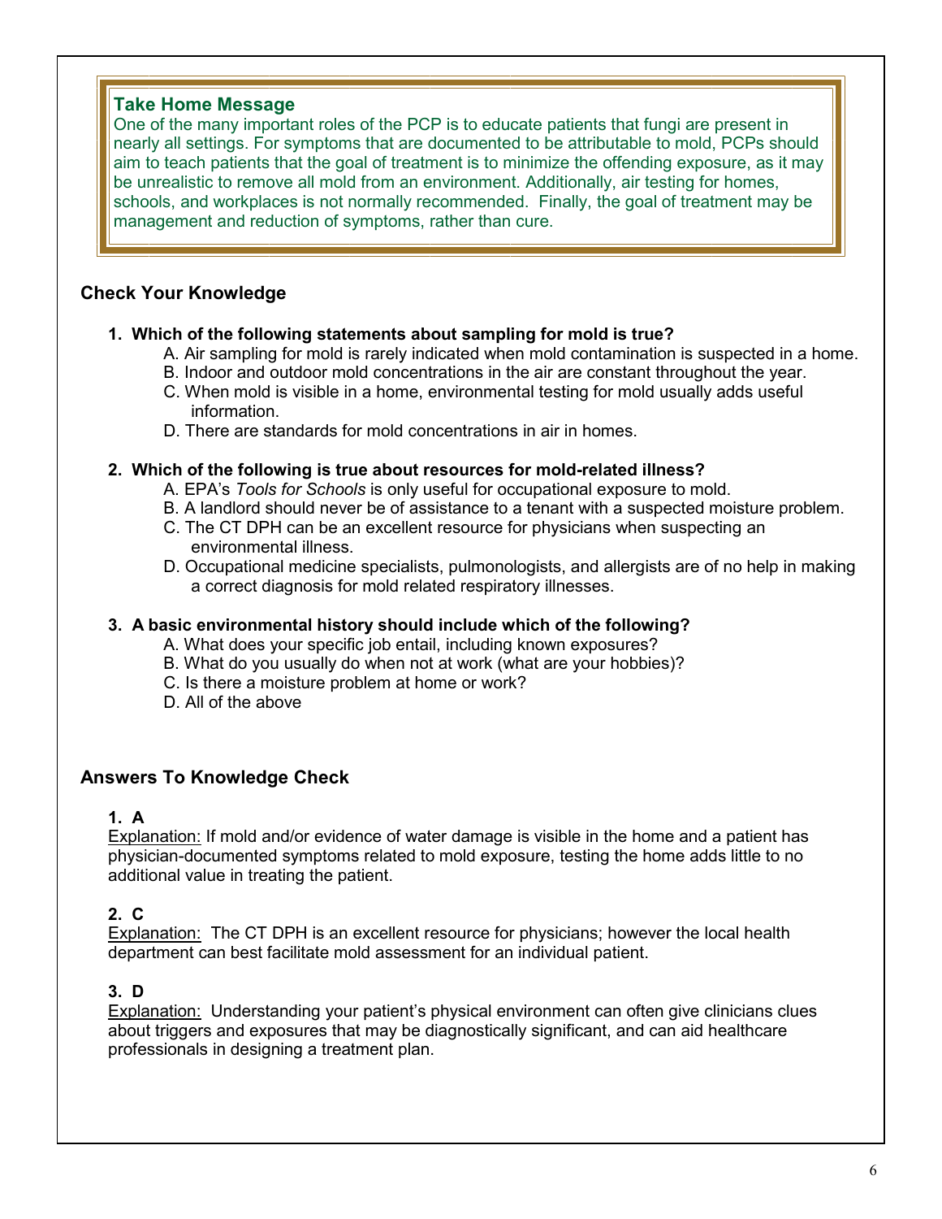**Take Home Message**

One of the many important roles of the PCP is to educate patients that fungi are present in nearly all settings. For symptoms that are documented to be attributable to mold, PCPs should aim to teach patients that the goal of treatment is to minimize the offending exposure, as it may be unrealistic to remove all mold from an environment. Additionally, air testing for homes, schools, and workplaces is not normally recommended. Finally, the goal of treatment may be management and reduction of symptoms, rather than cure.

## Check Your Knowledge

**1. Which of the following statements about sampling for mold is true?**

A. Air sampling for mold is rarely indicated when mold contamination is suspected in a home.
B. Indoor and outdoor mold concentrations in the air are constant throughout the year.
C. When mold is visible in a home, environmental testing for mold usually adds useful information.
D. There are standards for mold concentrations in air in homes.

**2. Which of the following is true about resources for mold-related illness?**

A. EPA's *Tools for Schools* is only useful for occupational exposure to mold.
B. A landlord should never be of assistance to a tenant with a suspected moisture problem.
C. The CT DPH can be an excellent resource for physicians when suspecting an environmental illness.
D. Occupational medicine specialists, pulmonologists, and allergists are of no help in making a correct diagnosis for mold related respiratory illnesses.

**3. A basic environmental history should include which of the following?**

A. What does your specific job entail, including known exposures?
B. What do you usually do when not at work (what are your hobbies)?
C. Is there a moisture problem at home or work?
D. All of the above

## Answers To Knowledge Check

**1. A**

Explanation: If mold and/or evidence of water damage is visible in the home and a patient has physician-documented symptoms related to mold exposure, testing the home adds little to no additional value in treating the patient.

**2. C**

Explanation: The CT DPH is an excellent resource for physicians; however the local health department can best facilitate mold assessment for an individual patient.

**3. D**

Explanation: Understanding your patient's physical environment can often give clinicians clues about triggers and exposures that may be diagnostically significant, and can aid healthcare professionals in designing a treatment plan.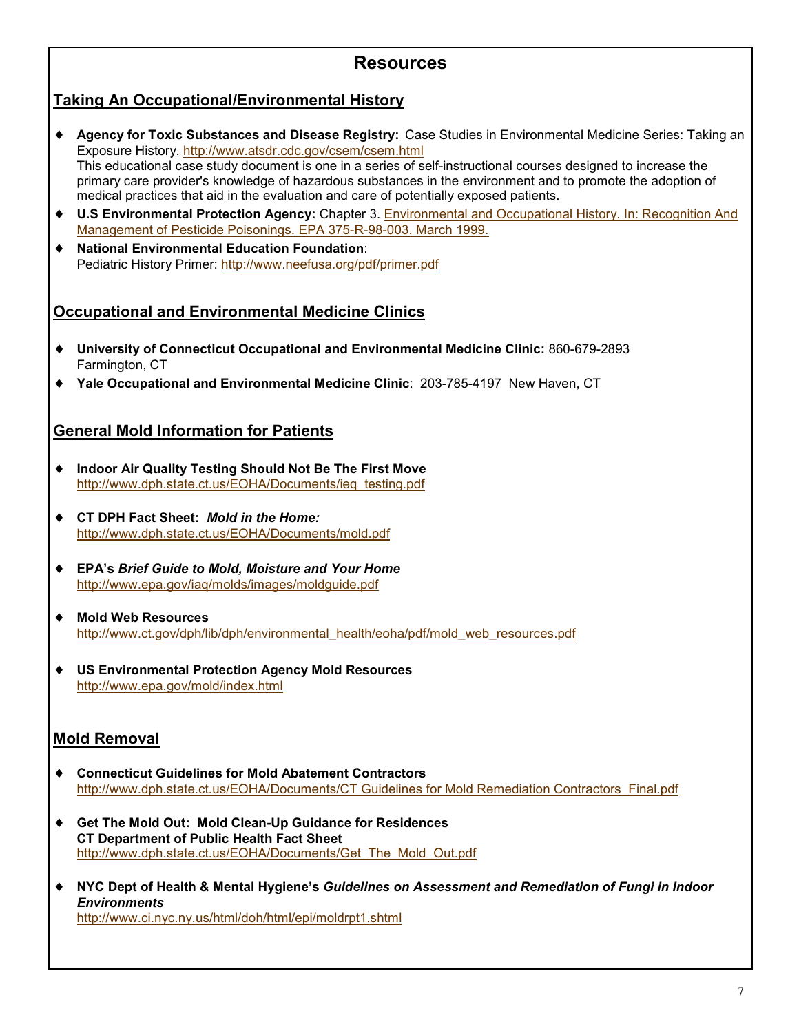# Resources

## Taking An Occupational/Environmental History

- **Agency for Toxic Substances and Disease Registry:** Case Studies in Environmental Medicine Series: Taking an Exposure History. http://www.atsdr.cdc.gov/csem/csem.html
  This educational case study document is one in a series of self-instructional courses designed to increase the primary care provider's knowledge of hazardous substances in the environment and to promote the adoption of medical practices that aid in the evaluation and care of potentially exposed patients.
- **U.S Environmental Protection Agency:** Chapter 3. Environmental and Occupational History. In: Recognition And Management of Pesticide Poisonings. EPA 375-R-98-003. March 1999.
- **National Environmental Education Foundation**:
  Pediatric History Primer: http://www.neefusa.org/pdf/primer.pdf

## Occupational and Environmental Medicine Clinics

- **University of Connecticut Occupational and Environmental Medicine Clinic:** 860-679-2893 Farmington, CT
- **Yale Occupational and Environmental Medicine Clinic**: 203-785-4197 New Haven, CT

## General Mold Information for Patients

- **Indoor Air Quality Testing Should Not Be The First Move**
  http://www.dph.state.ct.us/EOHA/Documents/ieq_testing.pdf

- **CT DPH Fact Sheet:** ***Mold in the Home:***
  http://www.dph.state.ct.us/EOHA/Documents/mold.pdf

- **EPA's** ***Brief Guide to Mold, Moisture and Your Home***
  http://www.epa.gov/iaq/molds/images/moldguide.pdf

- **Mold Web Resources**
  http://www.ct.gov/dph/lib/dph/environmental_health/eoha/pdf/mold_web_resources.pdf

- **US Environmental Protection Agency Mold Resources**
  http://www.epa.gov/mold/index.html

## Mold Removal

- **Connecticut Guidelines for Mold Abatement Contractors**
  http://www.dph.state.ct.us/EOHA/Documents/CT Guidelines for Mold Remediation Contractors_Final.pdf

- **Get The Mold Out: Mold Clean-Up Guidance for Residences**
  **CT Department of Public Health Fact Sheet**
  http://www.dph.state.ct.us/EOHA/Documents/Get_The_Mold_Out.pdf

- **NYC Dept of Health & Mental Hygiene's** ***Guidelines on Assessment and Remediation of Fungi in Indoor Environments***
  http://www.ci.nyc.ny.us/html/doh/html/epi/moldrpt1.shtml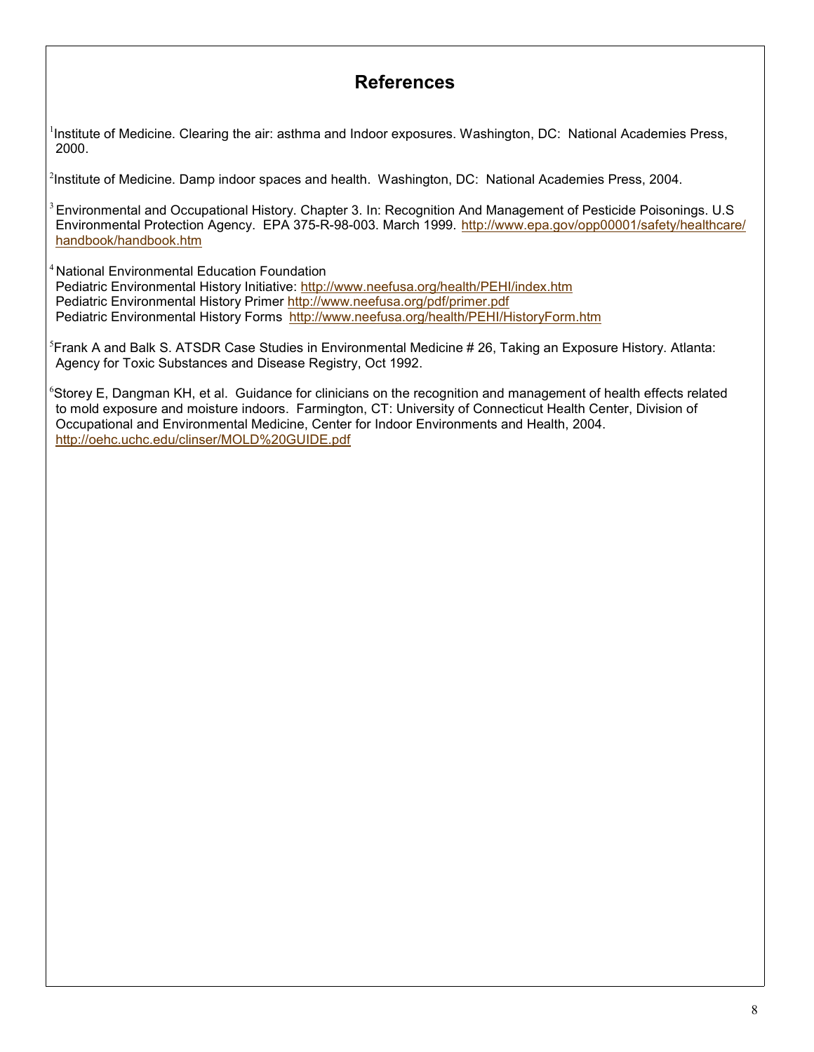## References

[1]Institute of Medicine. Clearing the air: asthma and Indoor exposures. Washington, DC: National Academies Press, 2000.

[2]Institute of Medicine. Damp indoor spaces and health. Washington, DC: National Academies Press, 2004.

[3] Environmental and Occupational History. Chapter 3. In: Recognition And Management of Pesticide Poisonings. U.S Environmental Protection Agency. EPA 375-R-98-003. March 1999. http://www.epa.gov/opp00001/safety/healthcare/handbook/handbook.htm

[4] National Environmental Education Foundation
Pediatric Environmental History Initiative: http://www.neefusa.org/health/PEHI/index.htm
Pediatric Environmental History Primer http://www.neefusa.org/pdf/primer.pdf
Pediatric Environmental History Forms http://www.neefusa.org/health/PEHI/HistoryForm.htm

[5]Frank A and Balk S. ATSDR Case Studies in Environmental Medicine # 26, Taking an Exposure History. Atlanta: Agency for Toxic Substances and Disease Registry, Oct 1992.

[6]Storey E, Dangman KH, et al. Guidance for clinicians on the recognition and management of health effects related to mold exposure and moisture indoors. Farmington, CT: University of Connecticut Health Center, Division of Occupational and Environmental Medicine, Center for Indoor Environments and Health, 2004. http://oehc.uchc.edu/clinser/MOLD%20GUIDE.pdf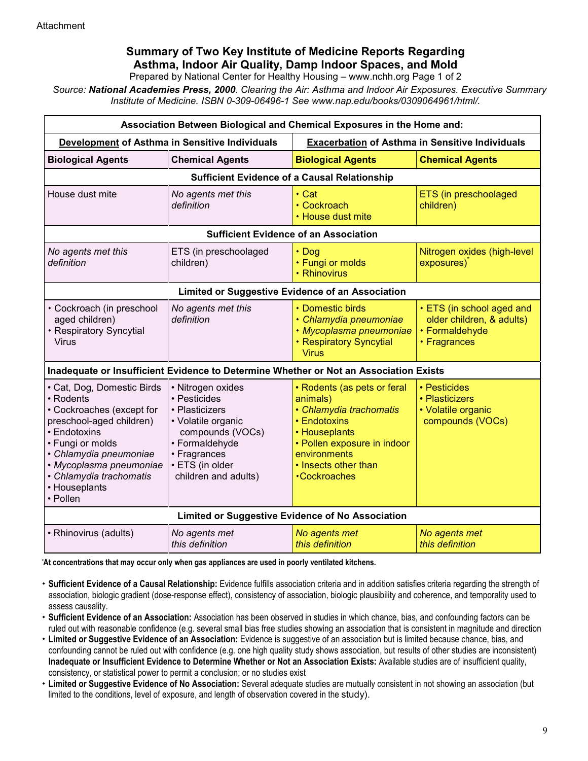Attachment

## Summary of Two Key Institute of Medicine Reports Regarding Asthma, Indoor Air Quality, Damp Indoor Spaces, and Mold

Prepared by National Center for Healthy Housing – www.nchh.org Page 1 of 2

*Source: **National Academies Press, 2000**. Clearing the Air: Asthma and Indoor Air Exposures. Executive Summary Institute of Medicine. ISBN 0-309-06496-1 See www.nap.edu/books/0309064961/html/.*

| **Association Between Biological and Chemical Exposures in the Home and:** | | | |
|---|---|---|---|
| **Development of Asthma in Sensitive Individuals** | | **Exacerbation of Asthma in Sensitive Individuals** | |
| **Biological Agents** | **Chemical Agents** | **Biological Agents** | **Chemical Agents** |
| **Sufficient Evidence of a Causal Relationship** | | | |
| House dust mite | *No agents met this definition* | • Cat<br>• Cockroach<br>• House dust mite | ETS (in preschoolaged children) |
| **Sufficient Evidence of an Association** | | | |
| *No agents met this definition* | ETS (in preschoolaged children) | • Dog<br>• Fungi or molds<br>• Rhinovirus | Nitrogen oxides (high-level exposures)* |
| **Limited or Suggestive Evidence of an Association** | | | |
| • Cockroach (in preschool aged children)<br>• Respiratory Syncytial Virus | *No agents met this definition* | • Domestic birds<br>• *Chlamydia pneumoniae*<br>• *Mycoplasma pneumoniae*<br>• Respiratory Syncytial Virus | • ETS (in school aged and older children, & adults)<br>• Formaldehyde<br>• Fragrances |
| **Inadequate or Insufficient Evidence to Determine Whether or Not an Association Exists** | | | |
| • Cat, Dog, Domestic Birds<br>• Rodents<br>• Cockroaches (except for preschool-aged children)<br>• Endotoxins<br>• Fungi or molds<br>• *Chlamydia pneumoniae*<br>• *Mycoplasma pneumoniae*<br>• *Chlamydia trachomatis*<br>• Houseplants<br>• Pollen | • Nitrogen oxides<br>• Pesticides<br>• Plasticizers<br>• Volatile organic compounds (VOCs)<br>• Formaldehyde<br>• Fragrances<br>• ETS (in older children and adults) | • Rodents (as pets or feral animals)<br>• *Chlamydia trachomatis*<br>• Endotoxins<br>• Houseplants<br>• Pollen exposure in indoor environments<br>• Insects other than Cockroaches | • Pesticides<br>• Plasticizers<br>• Volatile organic compounds (VOCs) |
| **Limited or Suggestive Evidence of No Association** | | | |
| • Rhinovirus (adults) | *No agents met this definition* | *No agents met this definition* | *No agents met this definition* |

*At concentrations that may occur only when gas appliances are used in poorly ventilated kitchens.

- **Sufficient Evidence of a Causal Relationship:** Evidence fulfills association criteria and in addition satisfies criteria regarding the strength of association, biologic gradient (dose-response effect), consistency of association, biologic plausibility and coherence, and temporality used to assess causality.
- **Sufficient Evidence of an Association:** Association has been observed in studies in which chance, bias, and confounding factors can be ruled out with reasonable confidence (e.g. several small bias free studies showing an association that is consistent in magnitude and direction
- **Limited or Suggestive Evidence of an Association:** Evidence is suggestive of an association but is limited because chance, bias, and confounding cannot be ruled out with confidence (e.g. one high quality study shows association, but results of other studies are inconsistent) **Inadequate or Insufficient Evidence to Determine Whether or Not an Association Exists:** Available studies are of insufficient quality, consistency, or statistical power to permit a conclusion; or no studies exist
- **Limited or Suggestive Evidence of No Association:** Several adequate studies are mutually consistent in not showing an association (but limited to the conditions, level of exposure, and length of observation covered in the study).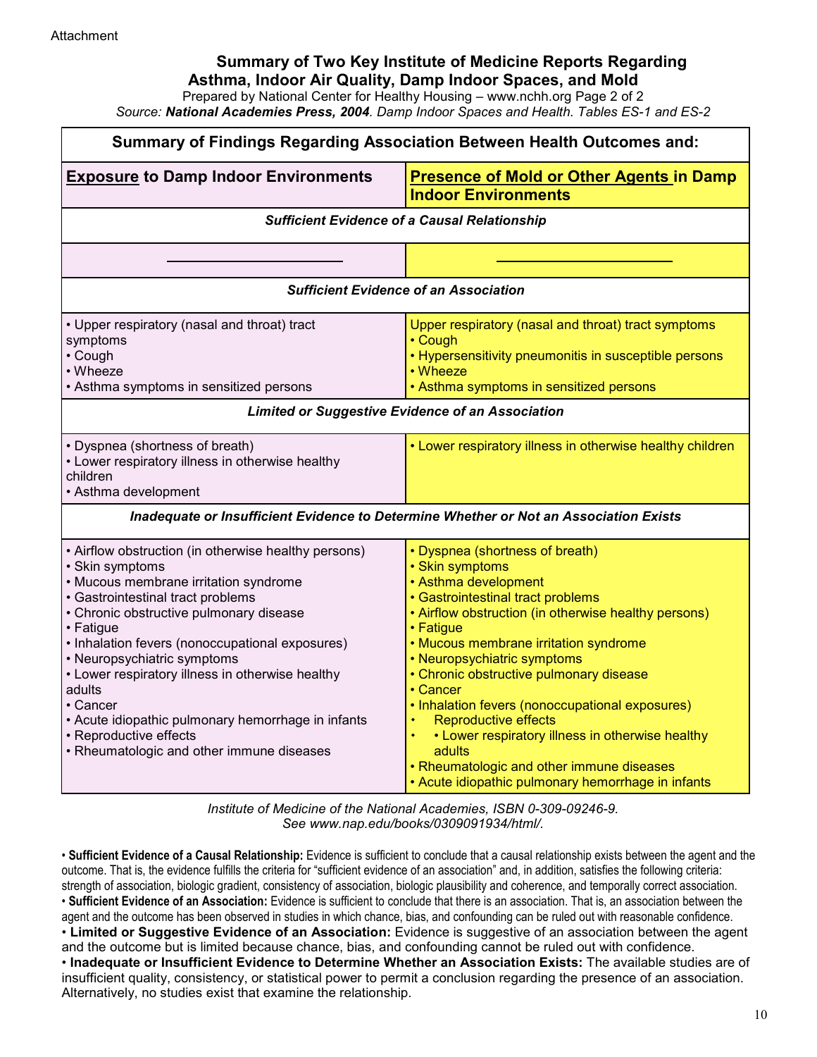Attachment

## Summary of Two Key Institute of Medicine Reports Regarding Asthma, Indoor Air Quality, Damp Indoor Spaces, and Mold

Prepared by National Center for Healthy Housing – www.nchh.org Page 2 of 2

*Source: **National Academies Press, 2004**. Damp Indoor Spaces and Health. Tables ES-1 and ES-2*

| **Summary of Findings Regarding Association Between Health Outcomes and:** | |
|---|---|
| **Exposure to Damp Indoor Environments** | **Presence of Mold or Other Agents in Damp Indoor Environments** |
| ***Sufficient Evidence of a Causal Relationship*** | |
| ______________ | ______________ |
| ***Sufficient Evidence of an Association*** | |
| • Upper respiratory (nasal and throat) tract symptoms<br>• Cough<br>• Wheeze<br>• Asthma symptoms in sensitized persons | Upper respiratory (nasal and throat) tract symptoms<br>• Cough<br>• Hypersensitivity pneumonitis in susceptible persons<br>• Wheeze<br>• Asthma symptoms in sensitized persons |
| ***Limited or Suggestive Evidence of an Association*** | |
| • Dyspnea (shortness of breath)<br>• Lower respiratory illness in otherwise healthy children<br>• Asthma development | • Lower respiratory illness in otherwise healthy children |
| ***Inadequate or Insufficient Evidence to Determine Whether or Not an Association Exists*** | |
| • Airflow obstruction (in otherwise healthy persons)<br>• Skin symptoms<br>• Mucous membrane irritation syndrome<br>• Gastrointestinal tract problems<br>• Chronic obstructive pulmonary disease<br>• Fatigue<br>• Inhalation fevers (nonoccupational exposures)<br>• Neuropsychiatric symptoms<br>• Lower respiratory illness in otherwise healthy adults<br>• Cancer<br>• Acute idiopathic pulmonary hemorrhage in infants<br>• Reproductive effects<br>• Rheumatologic and other immune diseases | • Dyspnea (shortness of breath)<br>• Skin symptoms<br>• Asthma development<br>• Gastrointestinal tract problems<br>• Airflow obstruction (in otherwise healthy persons)<br>• Fatigue<br>• Mucous membrane irritation syndrome<br>• Neuropsychiatric symptoms<br>• Chronic obstructive pulmonary disease<br>• Cancer<br>• Inhalation fevers (nonoccupational exposures)<br>• Reproductive effects<br>• • Lower respiratory illness in otherwise healthy adults<br>• Rheumatologic and other immune diseases<br>• Acute idiopathic pulmonary hemorrhage in infants |

*Institute of Medicine of the National Academies, ISBN 0-309-09246-9.*
*See www.nap.edu/books/0309091934/html/.*

- **Sufficient Evidence of a Causal Relationship:** Evidence is sufficient to conclude that a causal relationship exists between the agent and the outcome. That is, the evidence fulfills the criteria for "sufficient evidence of an association" and, in addition, satisfies the following criteria: strength of association, biologic gradient, consistency of association, biologic plausibility and coherence, and temporally correct association.
- **Sufficient Evidence of an Association:** Evidence is sufficient to conclude that there is an association. That is, an association between the agent and the outcome has been observed in studies in which chance, bias, and confounding can be ruled out with reasonable confidence.
- **Limited or Suggestive Evidence of an Association:** Evidence is suggestive of an association between the agent and the outcome but is limited because chance, bias, and confounding cannot be ruled out with confidence.
- **Inadequate or Insufficient Evidence to Determine Whether an Association Exists:** The available studies are of insufficient quality, consistency, or statistical power to permit a conclusion regarding the presence of an association. Alternatively, no studies exist that examine the relationship.